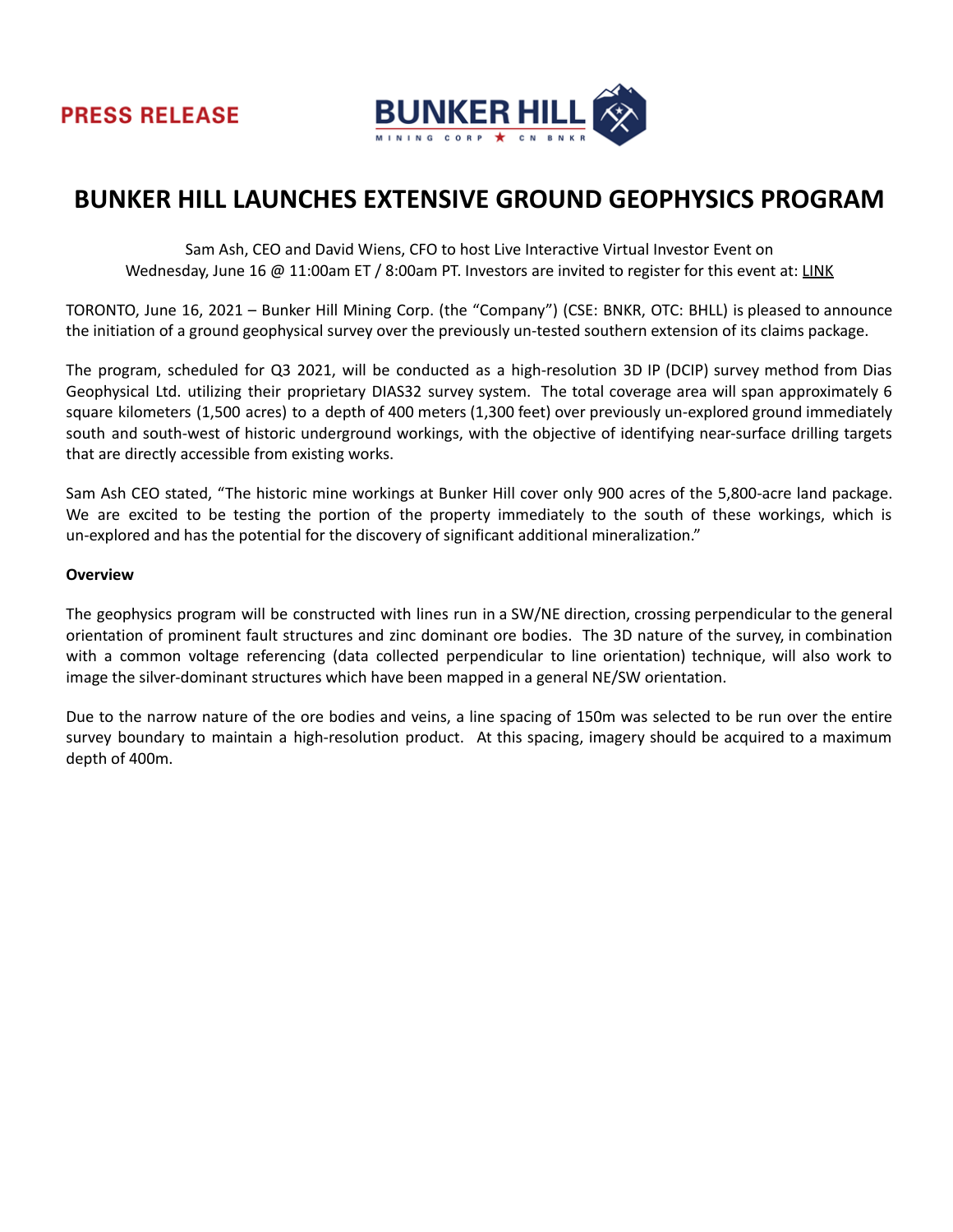PRESS RELEASE

BUNKER HILL MINING CORP ★ CN BNKR

# BUNKER HILL LAUNCHES EXTENSIVE GROUND GEOPHYSICS PROGRAM

Sam Ash, CEO and David Wiens, CFO to host Live Interactive Virtual Investor Event on Wednesday, June 16 @ 11:00am ET / 8:00am PT. Investors are invited to register for this event at: LINK

TORONTO, June 16, 2021 – Bunker Hill Mining Corp. (the "Company") (CSE: BNKR, OTC: BHLL) is pleased to announce the initiation of a ground geophysical survey over the previously un-tested southern extension of its claims package.

The program, scheduled for Q3 2021, will be conducted as a high-resolution 3D IP (DCIP) survey method from Dias Geophysical Ltd. utilizing their proprietary DIAS32 survey system. The total coverage area will span approximately 6 square kilometers (1,500 acres) to a depth of 400 meters (1,300 feet) over previously un-explored ground immediately south and south-west of historic underground workings, with the objective of identifying near-surface drilling targets that are directly accessible from existing works.

Sam Ash CEO stated, "The historic mine workings at Bunker Hill cover only 900 acres of the 5,800-acre land package. We are excited to be testing the portion of the property immediately to the south of these workings, which is un-explored and has the potential for the discovery of significant additional mineralization."

**Overview**

The geophysics program will be constructed with lines run in a SW/NE direction, crossing perpendicular to the general orientation of prominent fault structures and zinc dominant ore bodies. The 3D nature of the survey, in combination with a common voltage referencing (data collected perpendicular to line orientation) technique, will also work to image the silver-dominant structures which have been mapped in a general NE/SW orientation.

Due to the narrow nature of the ore bodies and veins, a line spacing of 150m was selected to be run over the entire survey boundary to maintain a high-resolution product. At this spacing, imagery should be acquired to a maximum depth of 400m.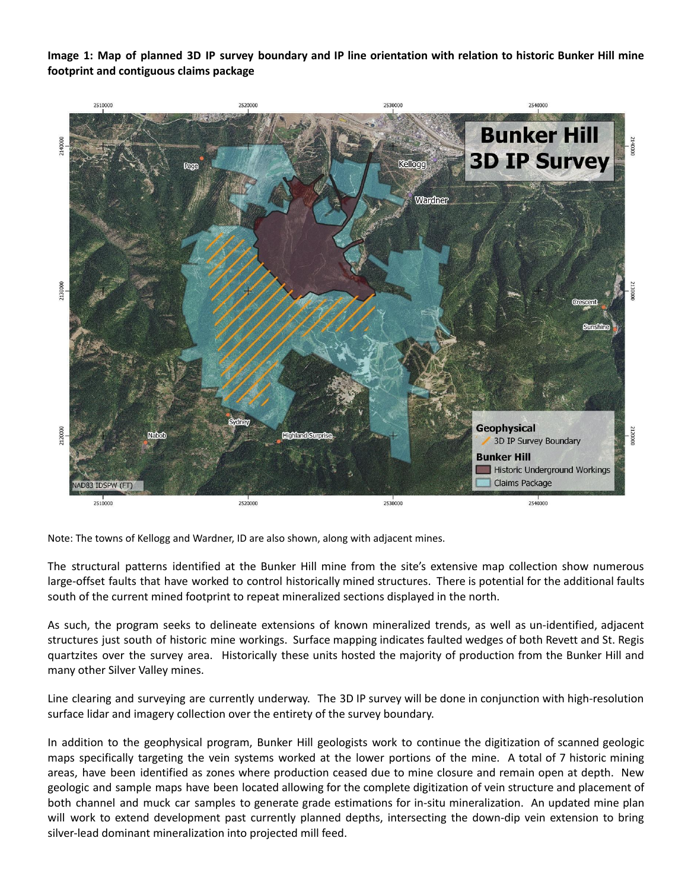**Image 1: Map of planned 3D IP survey boundary and IP line orientation with relation to historic Bunker Hill mine footprint and contiguous claims package**

Note: The towns of Kellogg and Wardner, ID are also shown, along with adjacent mines.

The structural patterns identified at the Bunker Hill mine from the site's extensive map collection show numerous large-offset faults that have worked to control historically mined structures. There is potential for the additional faults south of the current mined footprint to repeat mineralized sections displayed in the north.

As such, the program seeks to delineate extensions of known mineralized trends, as well as un-identified, adjacent structures just south of historic mine workings. Surface mapping indicates faulted wedges of both Revett and St. Regis quartzites over the survey area. Historically these units hosted the majority of production from the Bunker Hill and many other Silver Valley mines.

Line clearing and surveying are currently underway. The 3D IP survey will be done in conjunction with high-resolution surface lidar and imagery collection over the entirety of the survey boundary.

In addition to the geophysical program, Bunker Hill geologists work to continue the digitization of scanned geologic maps specifically targeting the vein systems worked at the lower portions of the mine. A total of 7 historic mining areas, have been identified as zones where production ceased due to mine closure and remain open at depth. New geologic and sample maps have been located allowing for the complete digitization of vein structure and placement of both channel and muck car samples to generate grade estimations for in-situ mineralization. An updated mine plan will work to extend development past currently planned depths, intersecting the down-dip vein extension to bring silver-lead dominant mineralization into projected mill feed.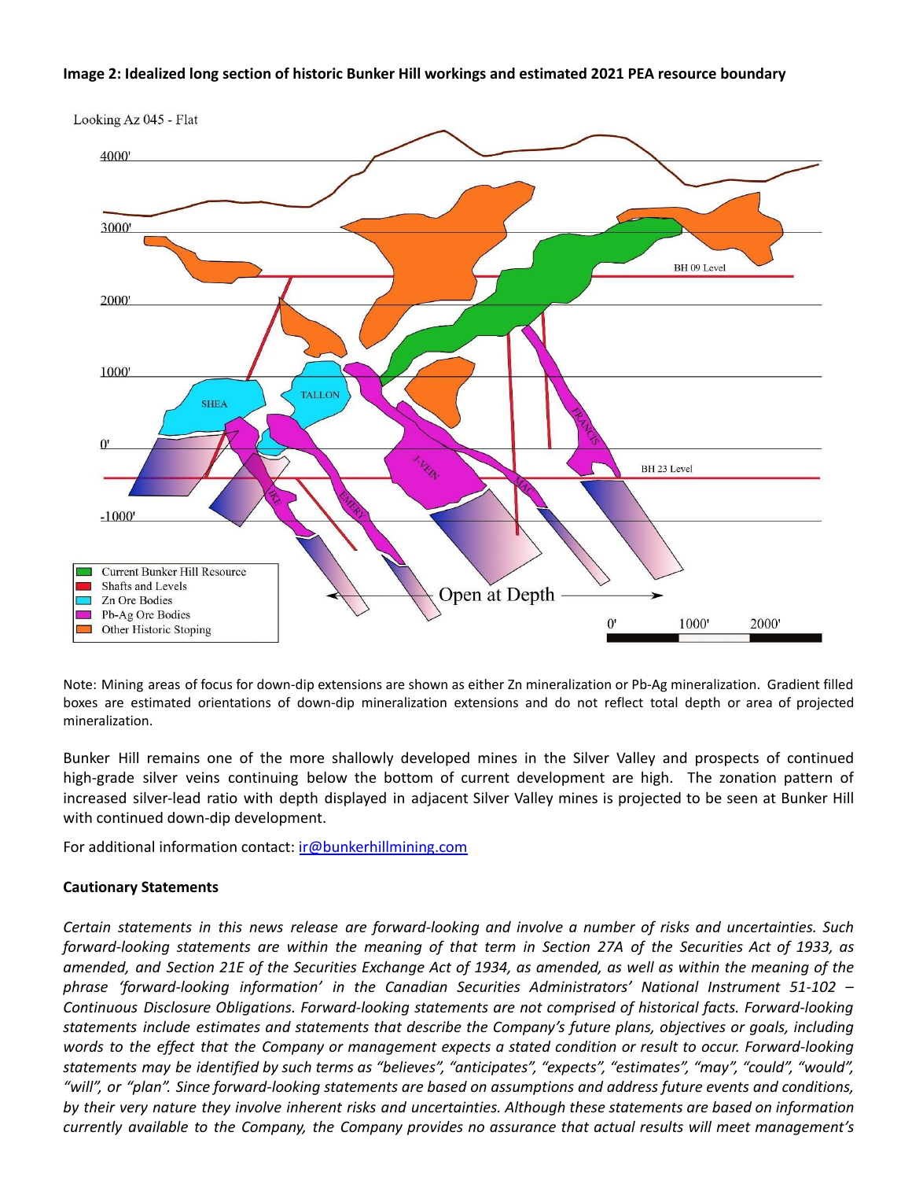**Image 2: Idealized long section of historic Bunker Hill workings and estimated 2021 PEA resource boundary**

Note: Mining areas of focus for down-dip extensions are shown as either Zn mineralization or Pb-Ag mineralization. Gradient filled boxes are estimated orientations of down-dip mineralization extensions and do not reflect total depth or area of projected mineralization.

Bunker Hill remains one of the more shallowly developed mines in the Silver Valley and prospects of continued high-grade silver veins continuing below the bottom of current development are high. The zonation pattern of increased silver-lead ratio with depth displayed in adjacent Silver Valley mines is projected to be seen at Bunker Hill with continued down-dip development.

For additional information contact: [ir@bunkerhillmining.com](mailto:ir@bunkerhillmining.com)

**Cautionary Statements**

*Certain statements in this news release are forward-looking and involve a number of risks and uncertainties. Such forward-looking statements are within the meaning of that term in Section 27A of the Securities Act of 1933, as amended, and Section 21E of the Securities Exchange Act of 1934, as amended, as well as within the meaning of the phrase 'forward-looking information' in the Canadian Securities Administrators' National Instrument 51-102 – Continuous Disclosure Obligations. Forward-looking statements are not comprised of historical facts. Forward-looking statements include estimates and statements that describe the Company's future plans, objectives or goals, including words to the effect that the Company or management expects a stated condition or result to occur. Forward-looking statements may be identified by such terms as "believes", "anticipates", "expects", "estimates", "may", "could", "would", "will", or "plan". Since forward-looking statements are based on assumptions and address future events and conditions, by their very nature they involve inherent risks and uncertainties. Although these statements are based on information currently available to the Company, the Company provides no assurance that actual results will meet management's*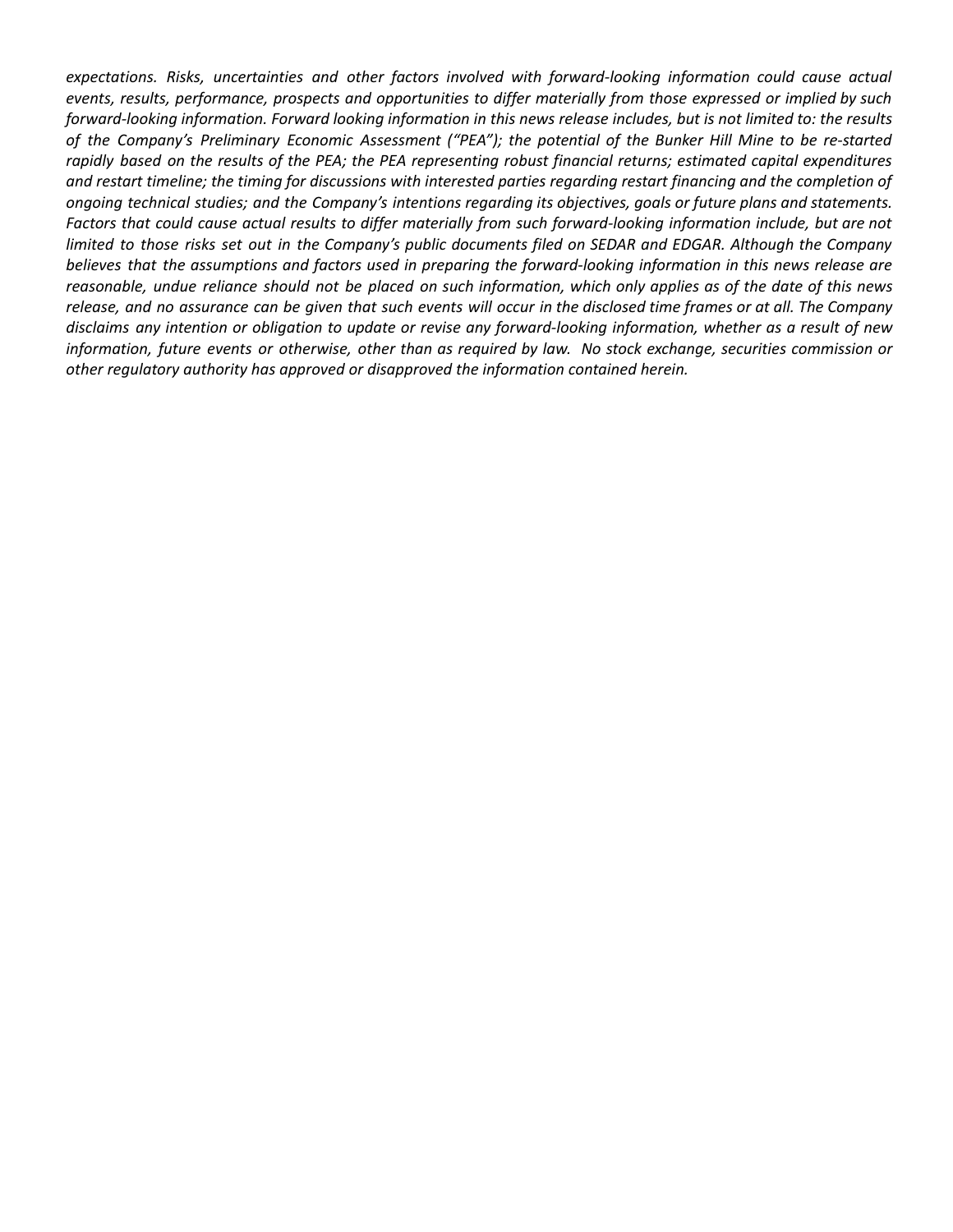*expectations. Risks, uncertainties and other factors involved with forward-looking information could cause actual events, results, performance, prospects and opportunities to differ materially from those expressed or implied by such forward-looking information. Forward looking information in this news release includes, but is not limited to: the results of the Company's Preliminary Economic Assessment ("PEA"); the potential of the Bunker Hill Mine to be re-started rapidly based on the results of the PEA; the PEA representing robust financial returns; estimated capital expenditures and restart timeline; the timing for discussions with interested parties regarding restart financing and the completion of ongoing technical studies; and the Company's intentions regarding its objectives, goals or future plans and statements. Factors that could cause actual results to differ materially from such forward-looking information include, but are not limited to those risks set out in the Company's public documents filed on SEDAR and EDGAR. Although the Company believes that the assumptions and factors used in preparing the forward-looking information in this news release are reasonable, undue reliance should not be placed on such information, which only applies as of the date of this news release, and no assurance can be given that such events will occur in the disclosed time frames or at all. The Company disclaims any intention or obligation to update or revise any forward-looking information, whether as a result of new information, future events or otherwise, other than as required by law. No stock exchange, securities commission or other regulatory authority has approved or disapproved the information contained herein.*